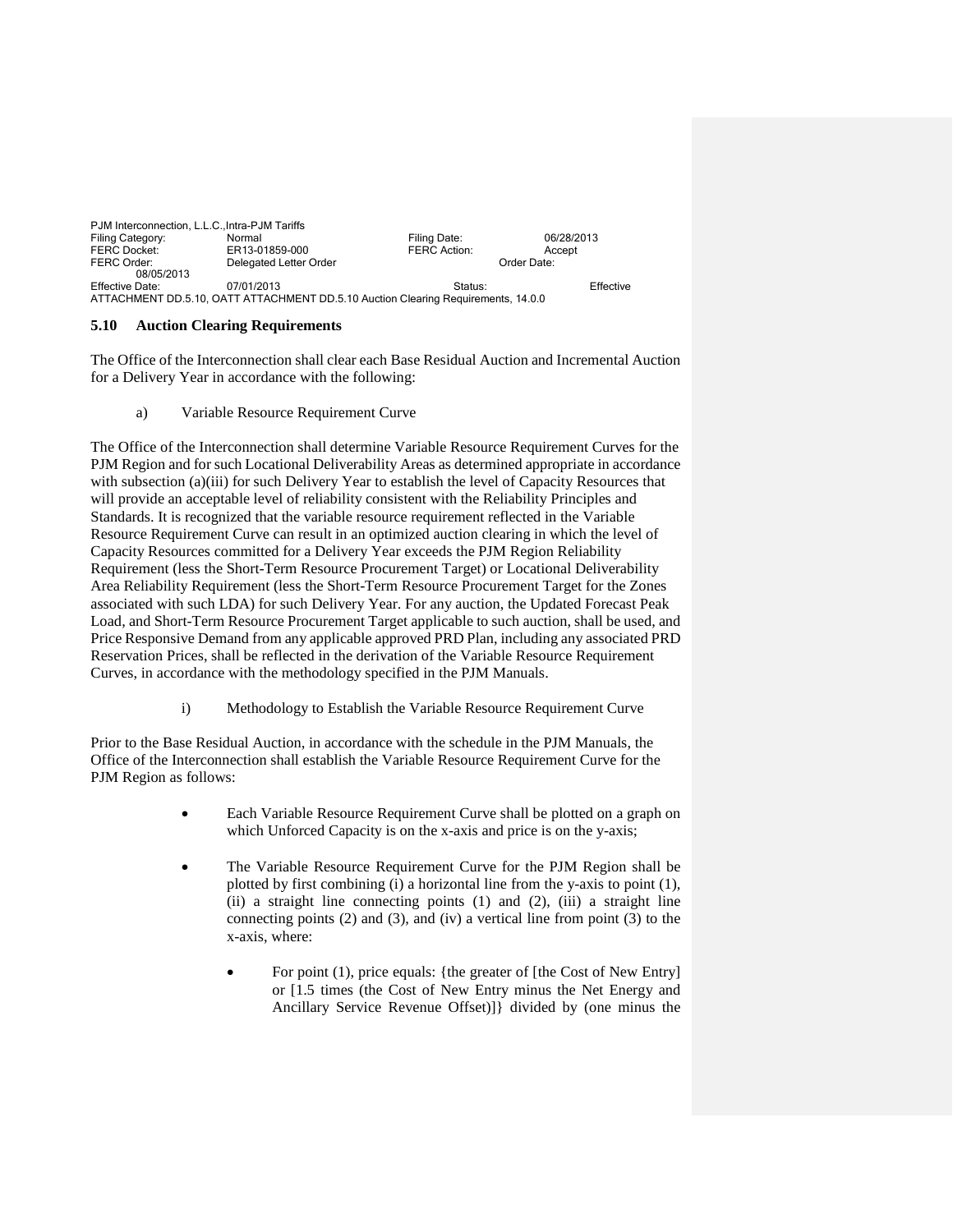PJM Interconnection, L.L.C.,Intra-PJM Tariffs
Filing Category: Normal Filing Date: 06/28/2013
FERC Docket: ER13-01859-000 FERC Action: Accept
FERC Order: Delegated Letter Order Order Date: 08/05/2013
Effective Date: 07/01/2013 Status: Effective
ATTACHMENT DD.5.10, OATT ATTACHMENT DD.5.10 Auction Clearing Requirements, 14.0.0

## 5.10 Auction Clearing Requirements

The Office of the Interconnection shall clear each Base Residual Auction and Incremental Auction for a Delivery Year in accordance with the following:

a) Variable Resource Requirement Curve

The Office of the Interconnection shall determine Variable Resource Requirement Curves for the PJM Region and for such Locational Deliverability Areas as determined appropriate in accordance with subsection (a)(iii) for such Delivery Year to establish the level of Capacity Resources that will provide an acceptable level of reliability consistent with the Reliability Principles and Standards. It is recognized that the variable resource requirement reflected in the Variable Resource Requirement Curve can result in an optimized auction clearing in which the level of Capacity Resources committed for a Delivery Year exceeds the PJM Region Reliability Requirement (less the Short-Term Resource Procurement Target) or Locational Deliverability Area Reliability Requirement (less the Short-Term Resource Procurement Target for the Zones associated with such LDA) for such Delivery Year. For any auction, the Updated Forecast Peak Load, and Short-Term Resource Procurement Target applicable to such auction, shall be used, and Price Responsive Demand from any applicable approved PRD Plan, including any associated PRD Reservation Prices, shall be reflected in the derivation of the Variable Resource Requirement Curves, in accordance with the methodology specified in the PJM Manuals.

i) Methodology to Establish the Variable Resource Requirement Curve

Prior to the Base Residual Auction, in accordance with the schedule in the PJM Manuals, the Office of the Interconnection shall establish the Variable Resource Requirement Curve for the PJM Region as follows:

- Each Variable Resource Requirement Curve shall be plotted on a graph on which Unforced Capacity is on the x-axis and price is on the y-axis;
- The Variable Resource Requirement Curve for the PJM Region shall be plotted by first combining (i) a horizontal line from the y-axis to point (1), (ii) a straight line connecting points (1) and (2), (iii) a straight line connecting points (2) and (3), and (iv) a vertical line from point (3) to the x-axis, where:
  - For point (1), price equals: {the greater of [the Cost of New Entry] or [1.5 times (the Cost of New Entry minus the Net Energy and Ancillary Service Revenue Offset)]} divided by (one minus the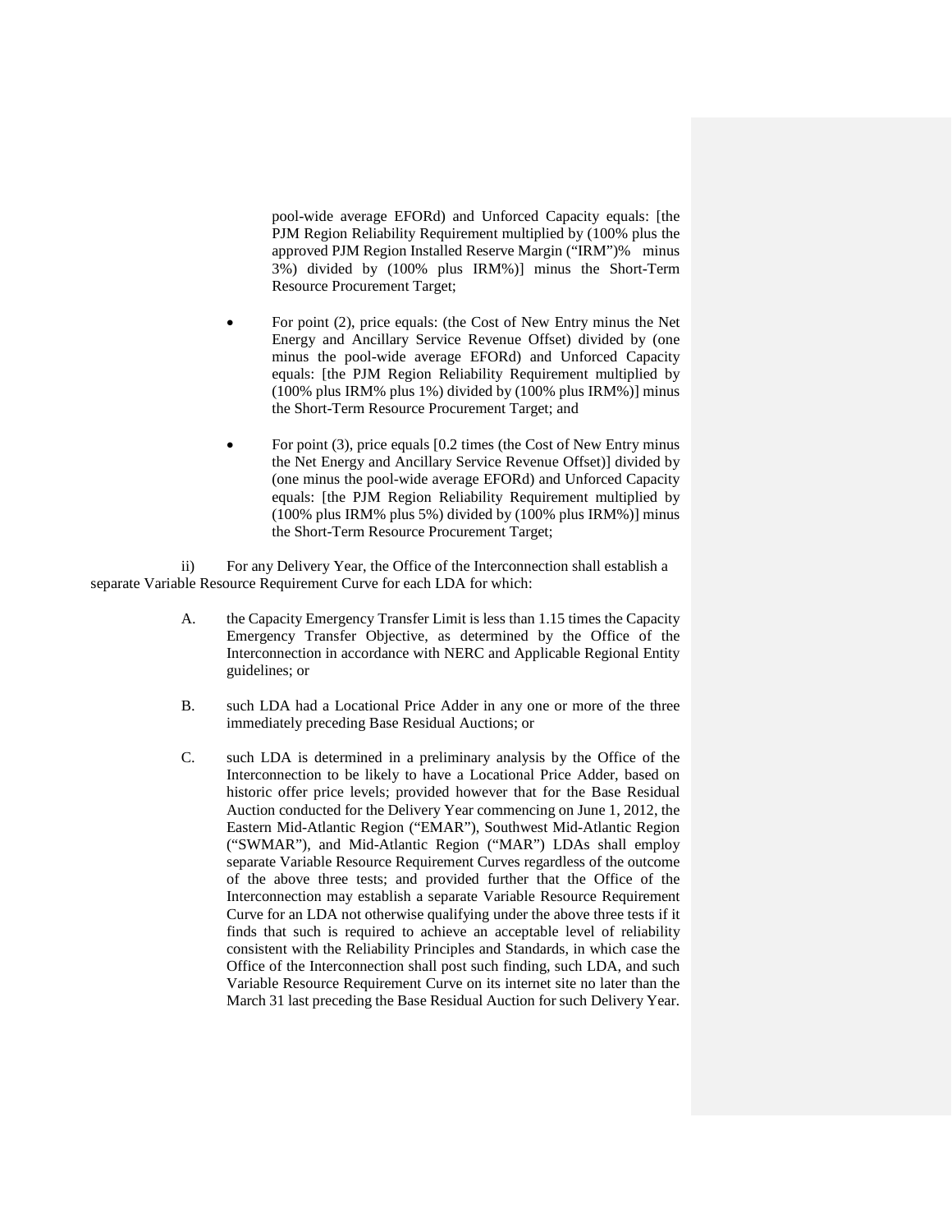pool-wide average EFORd) and Unforced Capacity equals: [the PJM Region Reliability Requirement multiplied by (100% plus the approved PJM Region Installed Reserve Margin ("IRM")% minus 3%) divided by (100% plus IRM%)] minus the Short-Term Resource Procurement Target;

- For point (2), price equals: (the Cost of New Entry minus the Net Energy and Ancillary Service Revenue Offset) divided by (one minus the pool-wide average EFORd) and Unforced Capacity equals: [the PJM Region Reliability Requirement multiplied by (100% plus IRM% plus 1%) divided by (100% plus IRM%)] minus the Short-Term Resource Procurement Target; and

- For point (3), price equals [0.2 times (the Cost of New Entry minus the Net Energy and Ancillary Service Revenue Offset)] divided by (one minus the pool-wide average EFORd) and Unforced Capacity equals: [the PJM Region Reliability Requirement multiplied by (100% plus IRM% plus 5%) divided by (100% plus IRM%)] minus the Short-Term Resource Procurement Target;

ii) For any Delivery Year, the Office of the Interconnection shall establish a separate Variable Resource Requirement Curve for each LDA for which:

A. the Capacity Emergency Transfer Limit is less than 1.15 times the Capacity Emergency Transfer Objective, as determined by the Office of the Interconnection in accordance with NERC and Applicable Regional Entity guidelines; or

B. such LDA had a Locational Price Adder in any one or more of the three immediately preceding Base Residual Auctions; or

C. such LDA is determined in a preliminary analysis by the Office of the Interconnection to be likely to have a Locational Price Adder, based on historic offer price levels; provided however that for the Base Residual Auction conducted for the Delivery Year commencing on June 1, 2012, the Eastern Mid-Atlantic Region ("EMAR"), Southwest Mid-Atlantic Region ("SWMAR"), and Mid-Atlantic Region ("MAR") LDAs shall employ separate Variable Resource Requirement Curves regardless of the outcome of the above three tests; and provided further that the Office of the Interconnection may establish a separate Variable Resource Requirement Curve for an LDA not otherwise qualifying under the above three tests if it finds that such is required to achieve an acceptable level of reliability consistent with the Reliability Principles and Standards, in which case the Office of the Interconnection shall post such finding, such LDA, and such Variable Resource Requirement Curve on its internet site no later than the March 31 last preceding the Base Residual Auction for such Delivery Year.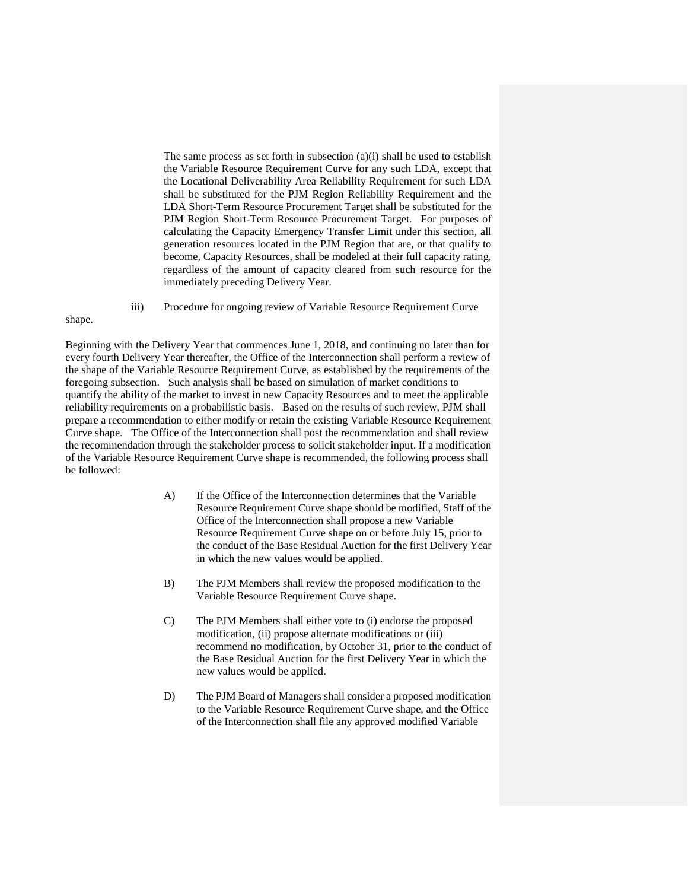The same process as set forth in subsection (a)(i) shall be used to establish the Variable Resource Requirement Curve for any such LDA, except that the Locational Deliverability Area Reliability Requirement for such LDA shall be substituted for the PJM Region Reliability Requirement and the LDA Short-Term Resource Procurement Target shall be substituted for the PJM Region Short-Term Resource Procurement Target. For purposes of calculating the Capacity Emergency Transfer Limit under this section, all generation resources located in the PJM Region that are, or that qualify to become, Capacity Resources, shall be modeled at their full capacity rating, regardless of the amount of capacity cleared from such resource for the immediately preceding Delivery Year.

iii) Procedure for ongoing review of Variable Resource Requirement Curve shape.

Beginning with the Delivery Year that commences June 1, 2018, and continuing no later than for every fourth Delivery Year thereafter, the Office of the Interconnection shall perform a review of the shape of the Variable Resource Requirement Curve, as established by the requirements of the foregoing subsection. Such analysis shall be based on simulation of market conditions to quantify the ability of the market to invest in new Capacity Resources and to meet the applicable reliability requirements on a probabilistic basis. Based on the results of such review, PJM shall prepare a recommendation to either modify or retain the existing Variable Resource Requirement Curve shape. The Office of the Interconnection shall post the recommendation and shall review the recommendation through the stakeholder process to solicit stakeholder input. If a modification of the Variable Resource Requirement Curve shape is recommended, the following process shall be followed:

A) If the Office of the Interconnection determines that the Variable Resource Requirement Curve shape should be modified, Staff of the Office of the Interconnection shall propose a new Variable Resource Requirement Curve shape on or before July 15, prior to the conduct of the Base Residual Auction for the first Delivery Year in which the new values would be applied.

B) The PJM Members shall review the proposed modification to the Variable Resource Requirement Curve shape.

C) The PJM Members shall either vote to (i) endorse the proposed modification, (ii) propose alternate modifications or (iii) recommend no modification, by October 31, prior to the conduct of the Base Residual Auction for the first Delivery Year in which the new values would be applied.

D) The PJM Board of Managers shall consider a proposed modification to the Variable Resource Requirement Curve shape, and the Office of the Interconnection shall file any approved modified Variable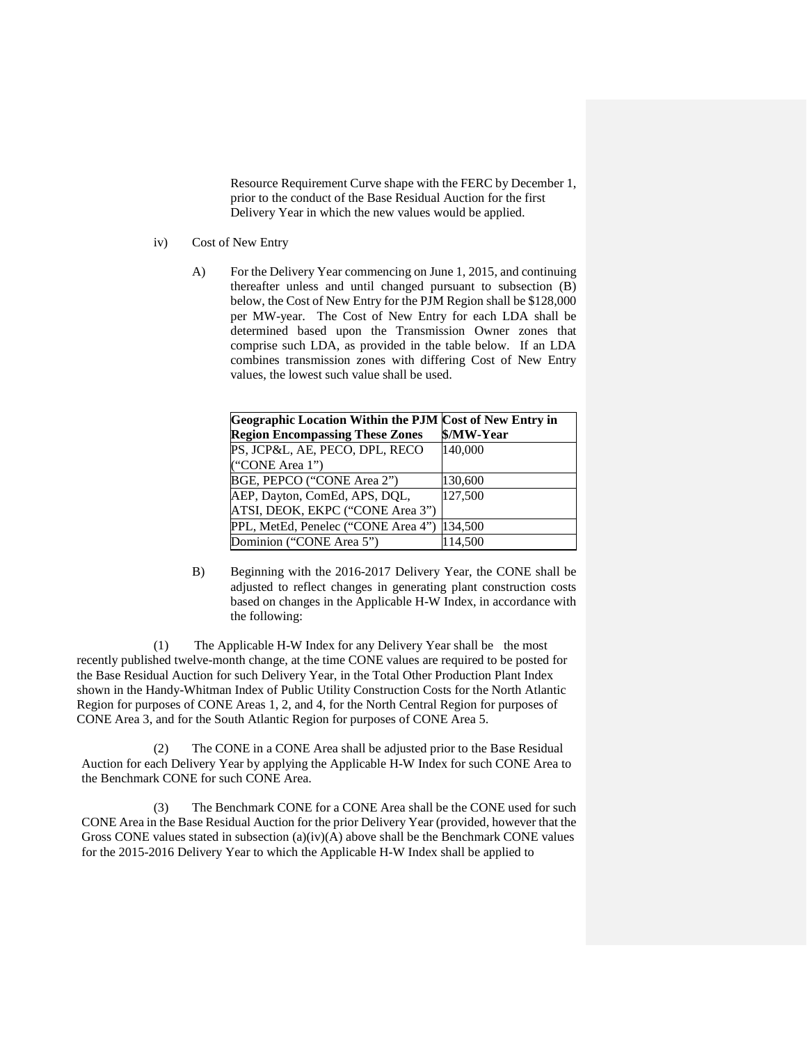Resource Requirement Curve shape with the FERC by December 1, prior to the conduct of the Base Residual Auction for the first Delivery Year in which the new values would be applied.

iv) Cost of New Entry

A) For the Delivery Year commencing on June 1, 2015, and continuing thereafter unless and until changed pursuant to subsection (B) below, the Cost of New Entry for the PJM Region shall be $128,000 per MW-year. The Cost of New Entry for each LDA shall be determined based upon the Transmission Owner zones that comprise such LDA, as provided in the table below. If an LDA combines transmission zones with differing Cost of New Entry values, the lowest such value shall be used.

| Geographic Location Within the PJM Region Encompassing These Zones | Cost of New Entry in $/MW-Year |
|---|---|
| PS, JCP&L, AE, PECO, DPL, RECO ("CONE Area 1") | 140,000 |
| BGE, PEPCO ("CONE Area 2") | 130,600 |
| AEP, Dayton, ComEd, APS, DQL, ATSI, DEOK, EKPC ("CONE Area 3") | 127,500 |
| PPL, MetEd, Penelec ("CONE Area 4") | 134,500 |
| Dominion ("CONE Area 5") | 114,500 |

B) Beginning with the 2016-2017 Delivery Year, the CONE shall be adjusted to reflect changes in generating plant construction costs based on changes in the Applicable H-W Index, in accordance with the following:

(1) The Applicable H-W Index for any Delivery Year shall be the most recently published twelve-month change, at the time CONE values are required to be posted for the Base Residual Auction for such Delivery Year, in the Total Other Production Plant Index shown in the Handy-Whitman Index of Public Utility Construction Costs for the North Atlantic Region for purposes of CONE Areas 1, 2, and 4, for the North Central Region for purposes of CONE Area 3, and for the South Atlantic Region for purposes of CONE Area 5.

(2) The CONE in a CONE Area shall be adjusted prior to the Base Residual Auction for each Delivery Year by applying the Applicable H-W Index for such CONE Area to the Benchmark CONE for such CONE Area.

(3) The Benchmark CONE for a CONE Area shall be the CONE used for such CONE Area in the Base Residual Auction for the prior Delivery Year (provided, however that the Gross CONE values stated in subsection (a)(iv)(A) above shall be the Benchmark CONE values for the 2015-2016 Delivery Year to which the Applicable H-W Index shall be applied to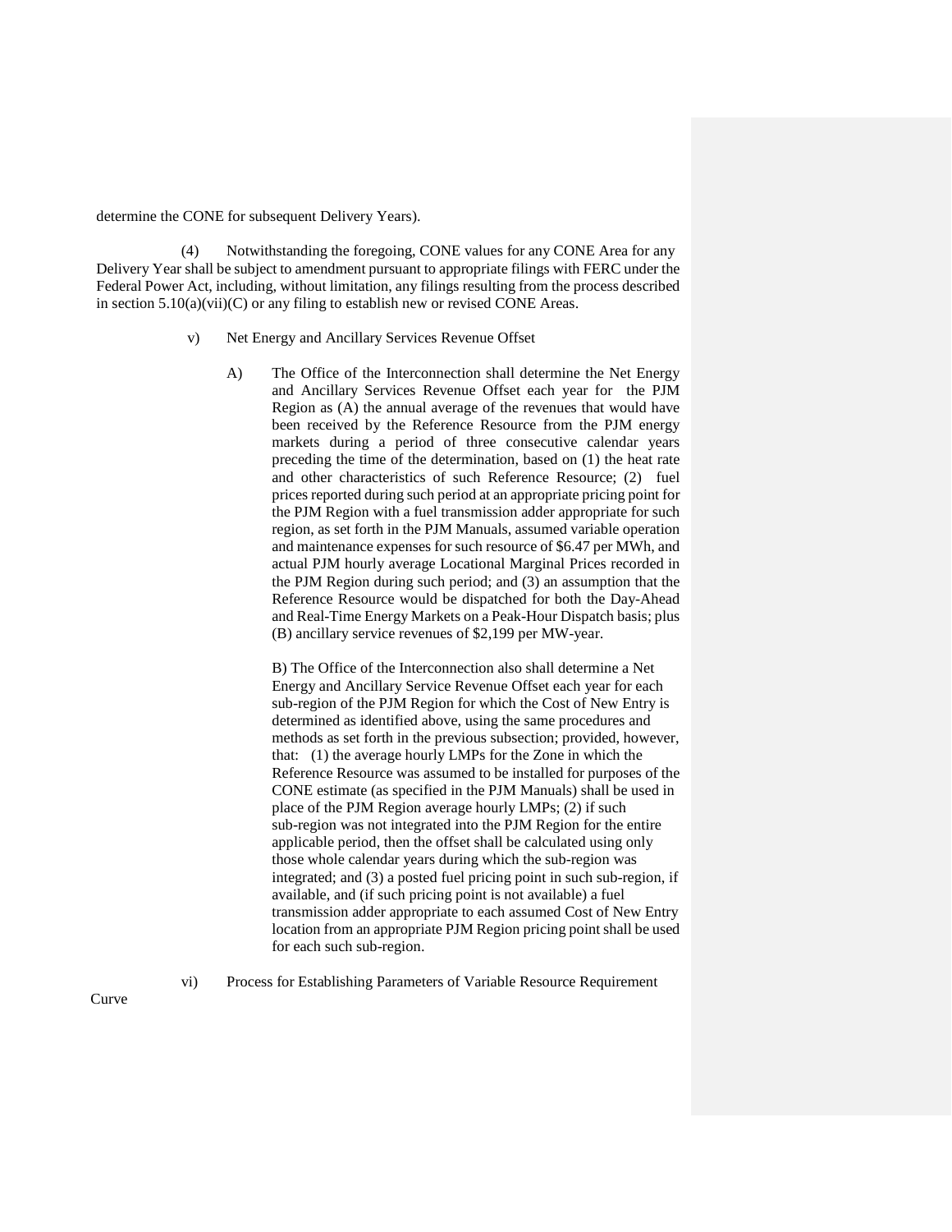determine the CONE for subsequent Delivery Years).

(4) Notwithstanding the foregoing, CONE values for any CONE Area for any Delivery Year shall be subject to amendment pursuant to appropriate filings with FERC under the Federal Power Act, including, without limitation, any filings resulting from the process described in section 5.10(a)(vii)(C) or any filing to establish new or revised CONE Areas.

v) Net Energy and Ancillary Services Revenue Offset

A) The Office of the Interconnection shall determine the Net Energy and Ancillary Services Revenue Offset each year for the PJM Region as (A) the annual average of the revenues that would have been received by the Reference Resource from the PJM energy markets during a period of three consecutive calendar years preceding the time of the determination, based on (1) the heat rate and other characteristics of such Reference Resource; (2) fuel prices reported during such period at an appropriate pricing point for the PJM Region with a fuel transmission adder appropriate for such region, as set forth in the PJM Manuals, assumed variable operation and maintenance expenses for such resource of $6.47 per MWh, and actual PJM hourly average Locational Marginal Prices recorded in the PJM Region during such period; and (3) an assumption that the Reference Resource would be dispatched for both the Day-Ahead and Real-Time Energy Markets on a Peak-Hour Dispatch basis; plus (B) ancillary service revenues of $2,199 per MW-year.

B) The Office of the Interconnection also shall determine a Net Energy and Ancillary Service Revenue Offset each year for each sub-region of the PJM Region for which the Cost of New Entry is determined as identified above, using the same procedures and methods as set forth in the previous subsection; provided, however, that: (1) the average hourly LMPs for the Zone in which the Reference Resource was assumed to be installed for purposes of the CONE estimate (as specified in the PJM Manuals) shall be used in place of the PJM Region average hourly LMPs; (2) if such sub-region was not integrated into the PJM Region for the entire applicable period, then the offset shall be calculated using only those whole calendar years during which the sub-region was integrated; and (3) a posted fuel pricing point in such sub-region, if available, and (if such pricing point is not available) a fuel transmission adder appropriate to each assumed Cost of New Entry location from an appropriate PJM Region pricing point shall be used for each such sub-region.

vi) Process for Establishing Parameters of Variable Resource Requirement Curve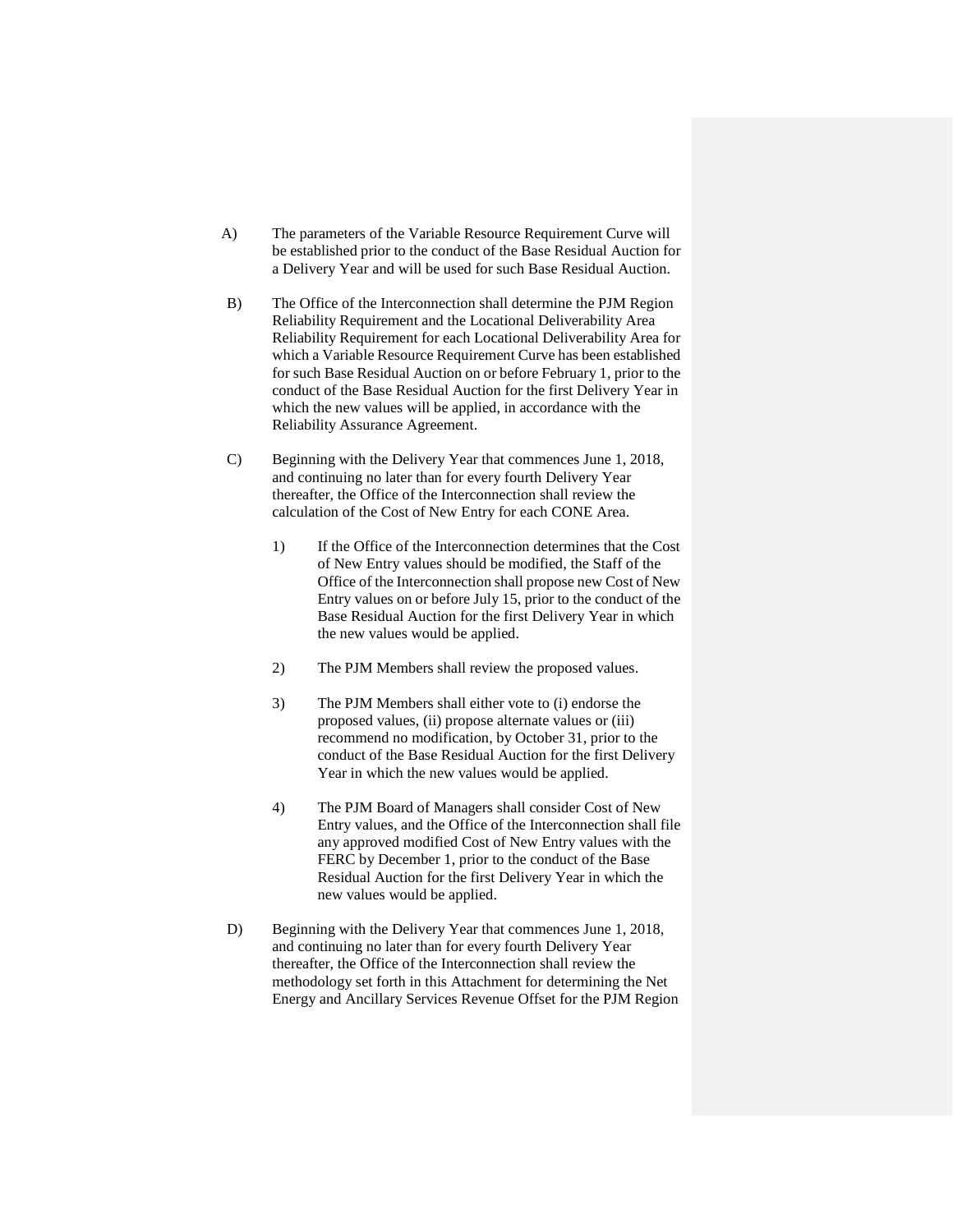A) The parameters of the Variable Resource Requirement Curve will be established prior to the conduct of the Base Residual Auction for a Delivery Year and will be used for such Base Residual Auction.

B) The Office of the Interconnection shall determine the PJM Region Reliability Requirement and the Locational Deliverability Area Reliability Requirement for each Locational Deliverability Area for which a Variable Resource Requirement Curve has been established for such Base Residual Auction on or before February 1, prior to the conduct of the Base Residual Auction for the first Delivery Year in which the new values will be applied, in accordance with the Reliability Assurance Agreement.

C) Beginning with the Delivery Year that commences June 1, 2018, and continuing no later than for every fourth Delivery Year thereafter, the Office of the Interconnection shall review the calculation of the Cost of New Entry for each CONE Area.

   1) If the Office of the Interconnection determines that the Cost of New Entry values should be modified, the Staff of the Office of the Interconnection shall propose new Cost of New Entry values on or before July 15, prior to the conduct of the Base Residual Auction for the first Delivery Year in which the new values would be applied.

   2) The PJM Members shall review the proposed values.

   3) The PJM Members shall either vote to (i) endorse the proposed values, (ii) propose alternate values or (iii) recommend no modification, by October 31, prior to the conduct of the Base Residual Auction for the first Delivery Year in which the new values would be applied.

   4) The PJM Board of Managers shall consider Cost of New Entry values, and the Office of the Interconnection shall file any approved modified Cost of New Entry values with the FERC by December 1, prior to the conduct of the Base Residual Auction for the first Delivery Year in which the new values would be applied.

D) Beginning with the Delivery Year that commences June 1, 2018, and continuing no later than for every fourth Delivery Year thereafter, the Office of the Interconnection shall review the methodology set forth in this Attachment for determining the Net Energy and Ancillary Services Revenue Offset for the PJM Region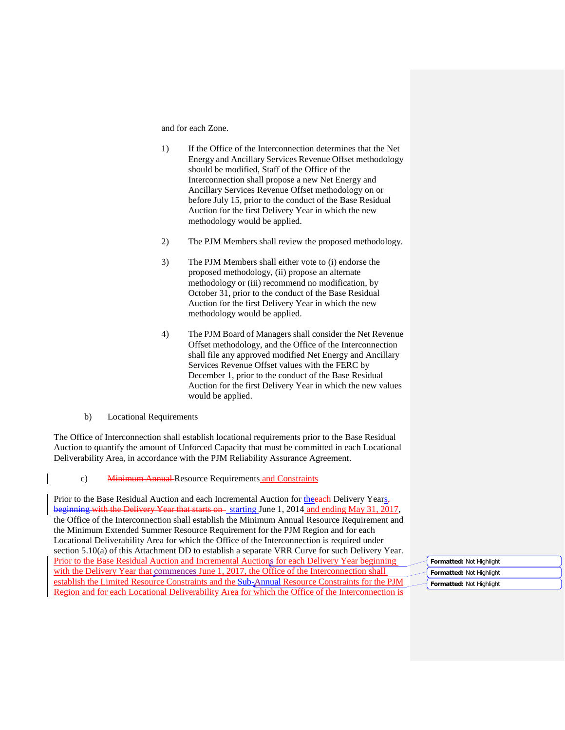and for each Zone.

1) If the Office of the Interconnection determines that the Net Energy and Ancillary Services Revenue Offset methodology should be modified, Staff of the Office of the Interconnection shall propose a new Net Energy and Ancillary Services Revenue Offset methodology on or before July 15, prior to the conduct of the Base Residual Auction for the first Delivery Year in which the new methodology would be applied.

2) The PJM Members shall review the proposed methodology.

3) The PJM Members shall either vote to (i) endorse the proposed methodology, (ii) propose an alternate methodology or (iii) recommend no modification, by October 31, prior to the conduct of the Base Residual Auction for the first Delivery Year in which the new methodology would be applied.

4) The PJM Board of Managers shall consider the Net Revenue Offset methodology, and the Office of the Interconnection shall file any approved modified Net Energy and Ancillary Services Revenue Offset values with the FERC by December 1, prior to the conduct of the Base Residual Auction for the first Delivery Year in which the new values would be applied.

b) Locational Requirements

The Office of Interconnection shall establish locational requirements prior to the Base Residual Auction to quantify the amount of Unforced Capacity that must be committed in each Locational Deliverability Area, in accordance with the PJM Reliability Assurance Agreement.

c) ~~Minimum Annual~~ Resource Requirements and Constraints

Prior to the Base Residual Auction and each Incremental Auction for theeach Delivery Years, ~~beginning with the Delivery Year that starts on~~ starting June 1, 2014 and ending May 31, 2017, the Office of the Interconnection shall establish the Minimum Annual Resource Requirement and the Minimum Extended Summer Resource Requirement for the PJM Region and for each Locational Deliverability Area for which the Office of the Interconnection is required under section 5.10(a) of this Attachment DD to establish a separate VRR Curve for such Delivery Year. Prior to the Base Residual Auction and Incremental Auctions for each Delivery Year beginning with the Delivery Year that commences June 1, 2017, the Office of the Interconnection shall establish the Limited Resource Constraints and the Sub-Annual Resource Constraints for the PJM Region and for each Locational Deliverability Area for which the Office of the Interconnection is

**Formatted:** Not Highlight

**Formatted:** Not Highlight

**Formatted:** Not Highlight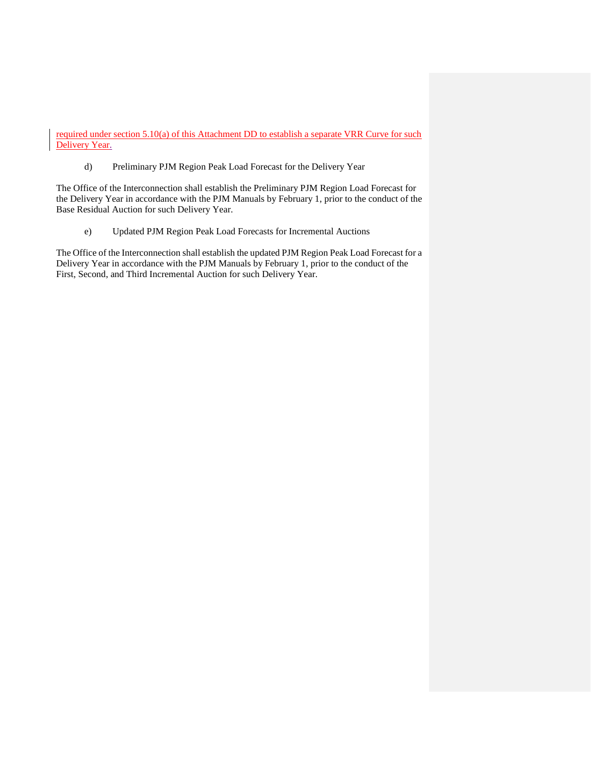required under section 5.10(a) of this Attachment DD to establish a separate VRR Curve for such Delivery Year.

d) Preliminary PJM Region Peak Load Forecast for the Delivery Year

The Office of the Interconnection shall establish the Preliminary PJM Region Load Forecast for the Delivery Year in accordance with the PJM Manuals by February 1, prior to the conduct of the Base Residual Auction for such Delivery Year.

e) Updated PJM Region Peak Load Forecasts for Incremental Auctions

The Office of the Interconnection shall establish the updated PJM Region Peak Load Forecast for a Delivery Year in accordance with the PJM Manuals by February 1, prior to the conduct of the First, Second, and Third Incremental Auction for such Delivery Year.